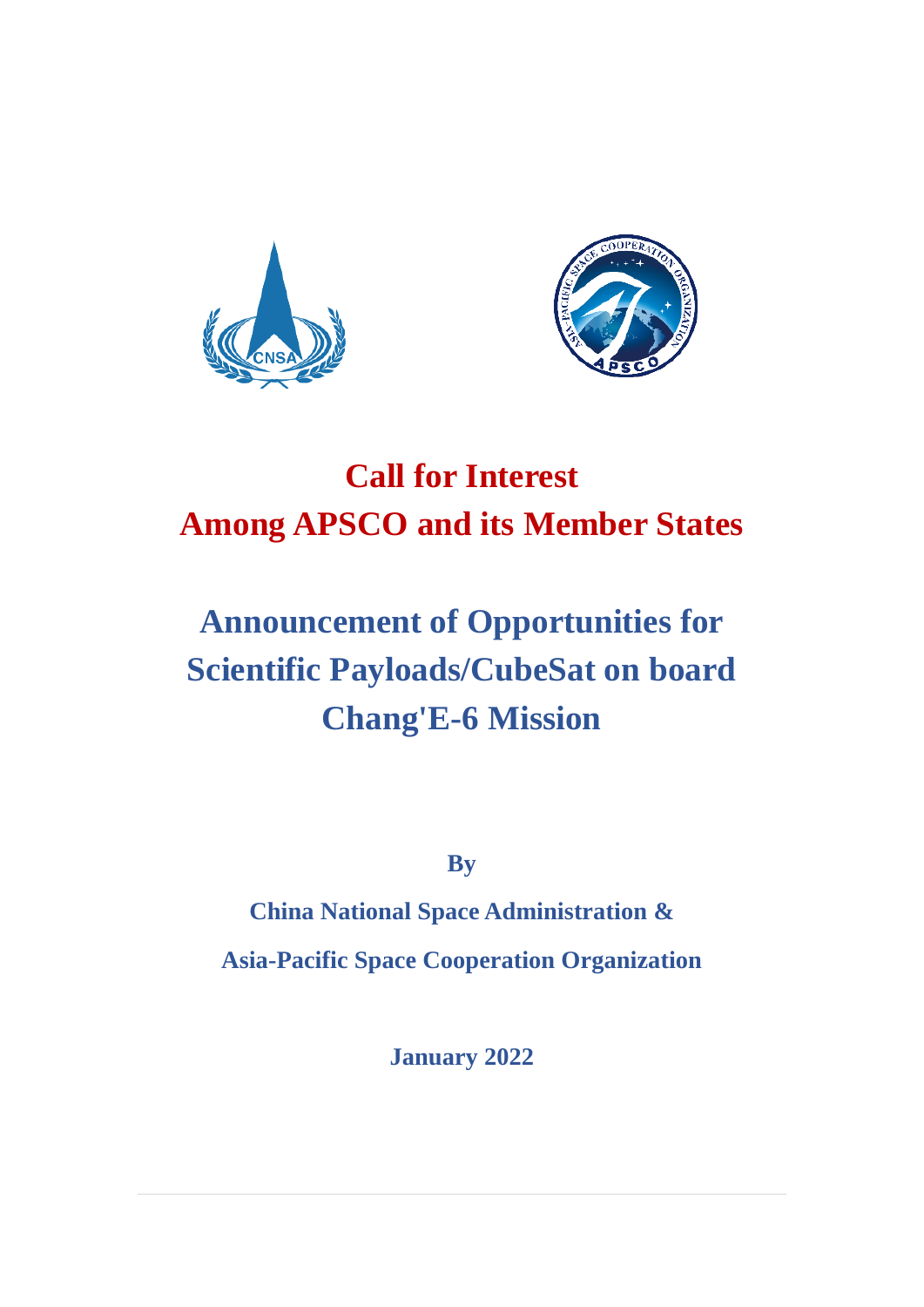# Call for Interest
# Among APSCO and its Member States

# Announcement of Opportunities for Scientific Payloads/CubeSat on board Chang'E-6 Mission

**By**

**China National Space Administration &**

**Asia-Pacific Space Cooperation Organization**

**January 2022**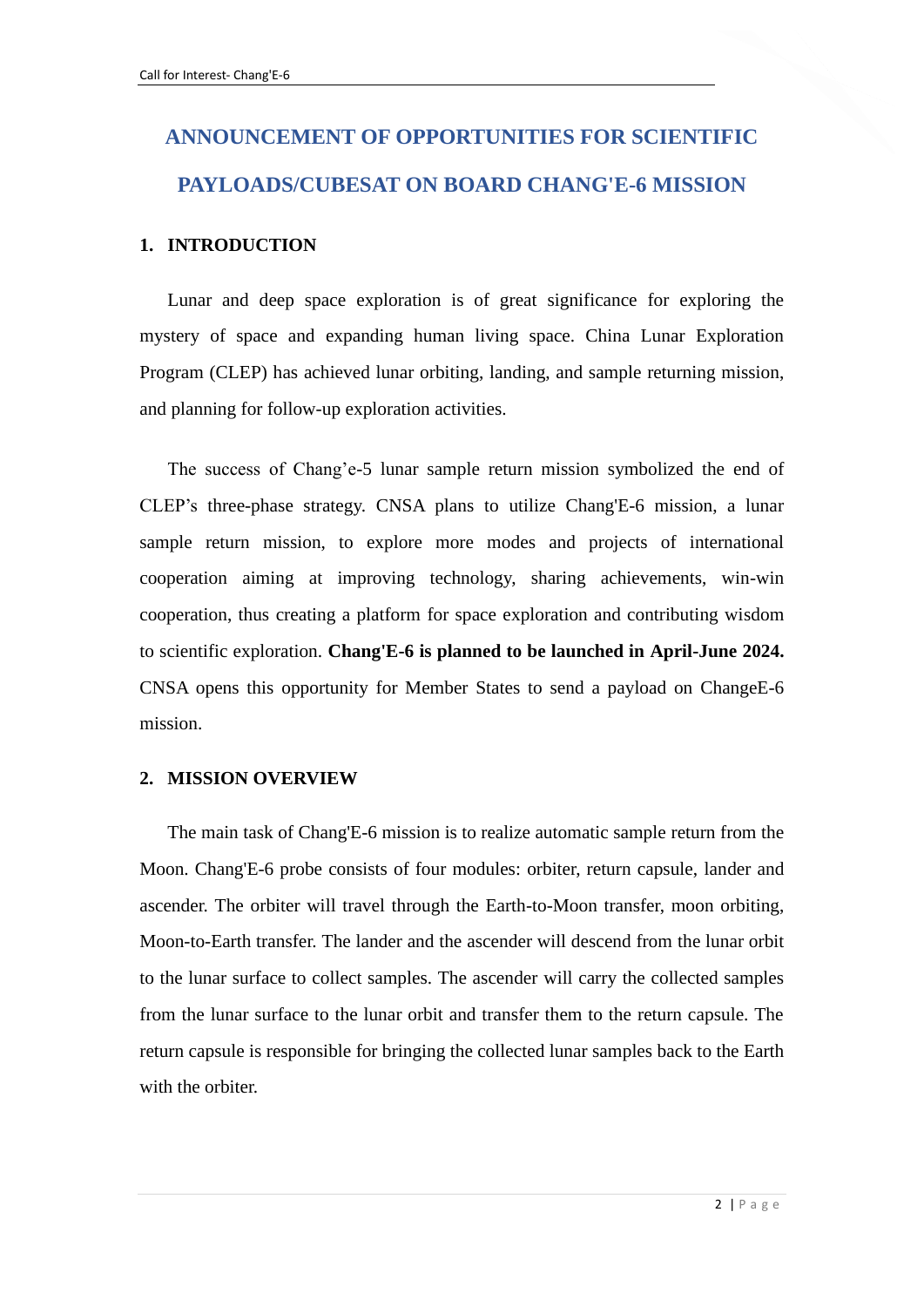# ANNOUNCEMENT OF OPPORTUNITIES FOR SCIENTIFIC PAYLOADS/CUBESAT ON BOARD CHANG'E-6 MISSION

## 1. INTRODUCTION

Lunar and deep space exploration is of great significance for exploring the mystery of space and expanding human living space. China Lunar Exploration Program (CLEP) has achieved lunar orbiting, landing, and sample returning mission, and planning for follow-up exploration activities.

The success of Chang'e-5 lunar sample return mission symbolized the end of CLEP's three-phase strategy. CNSA plans to utilize Chang'E-6 mission, a lunar sample return mission, to explore more modes and projects of international cooperation aiming at improving technology, sharing achievements, win-win cooperation, thus creating a platform for space exploration and contributing wisdom to scientific exploration. **Chang'E-6 is planned to be launched in April-June 2024.** CNSA opens this opportunity for Member States to send a payload on ChangeE-6 mission.

## 2. MISSION OVERVIEW

The main task of Chang'E-6 mission is to realize automatic sample return from the Moon. Chang'E-6 probe consists of four modules: orbiter, return capsule, lander and ascender. The orbiter will travel through the Earth-to-Moon transfer, moon orbiting, Moon-to-Earth transfer. The lander and the ascender will descend from the lunar orbit to the lunar surface to collect samples. The ascender will carry the collected samples from the lunar surface to the lunar orbit and transfer them to the return capsule. The return capsule is responsible for bringing the collected lunar samples back to the Earth with the orbiter.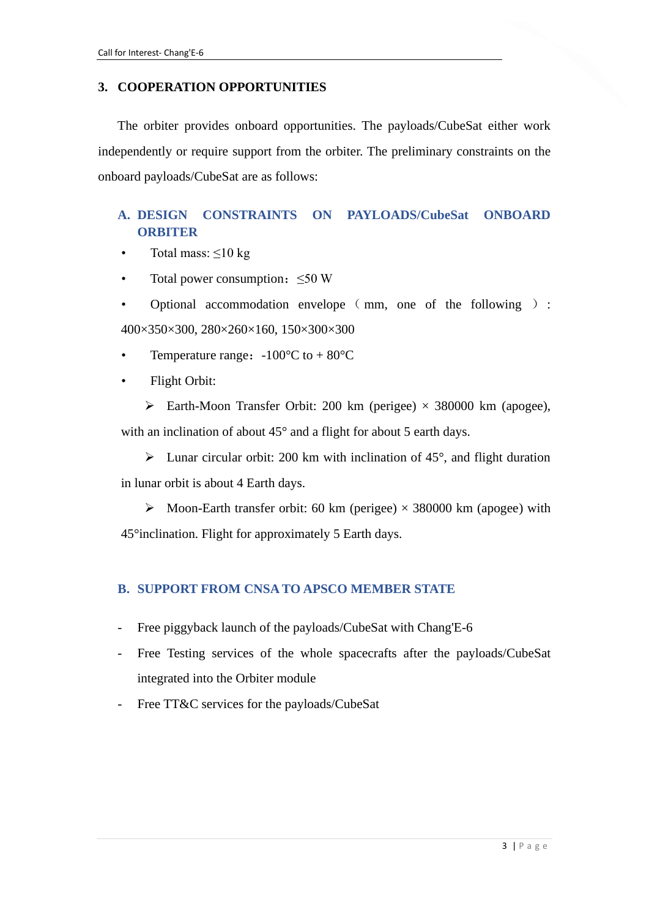## 3. COOPERATION OPPORTUNITIES

The orbiter provides onboard opportunities. The payloads/CubeSat either work independently or require support from the orbiter. The preliminary constraints on the onboard payloads/CubeSat are as follows:

### A. DESIGN CONSTRAINTS ON PAYLOADS/CubeSat ONBOARD ORBITER

- Total mass: ≤10 kg
- Total power consumption：≤50 W
- Optional accommodation envelope（mm, one of the following）: 400×350×300, 280×260×160, 150×300×300
- Temperature range：-100°C to + 80°C
- Flight Orbit:
  - Earth-Moon Transfer Orbit: 200 km (perigee) × 380000 km (apogee), with an inclination of about 45° and a flight for about 5 earth days.
  - Lunar circular orbit: 200 km with inclination of 45°, and flight duration in lunar orbit is about 4 Earth days.
  - Moon-Earth transfer orbit: 60 km (perigee) × 380000 km (apogee) with 45°inclination. Flight for approximately 5 Earth days.

### B. SUPPORT FROM CNSA TO APSCO MEMBER STATE

- Free piggyback launch of the payloads/CubeSat with Chang'E-6
- Free Testing services of the whole spacecrafts after the payloads/CubeSat integrated into the Orbiter module
- Free TT&C services for the payloads/CubeSat